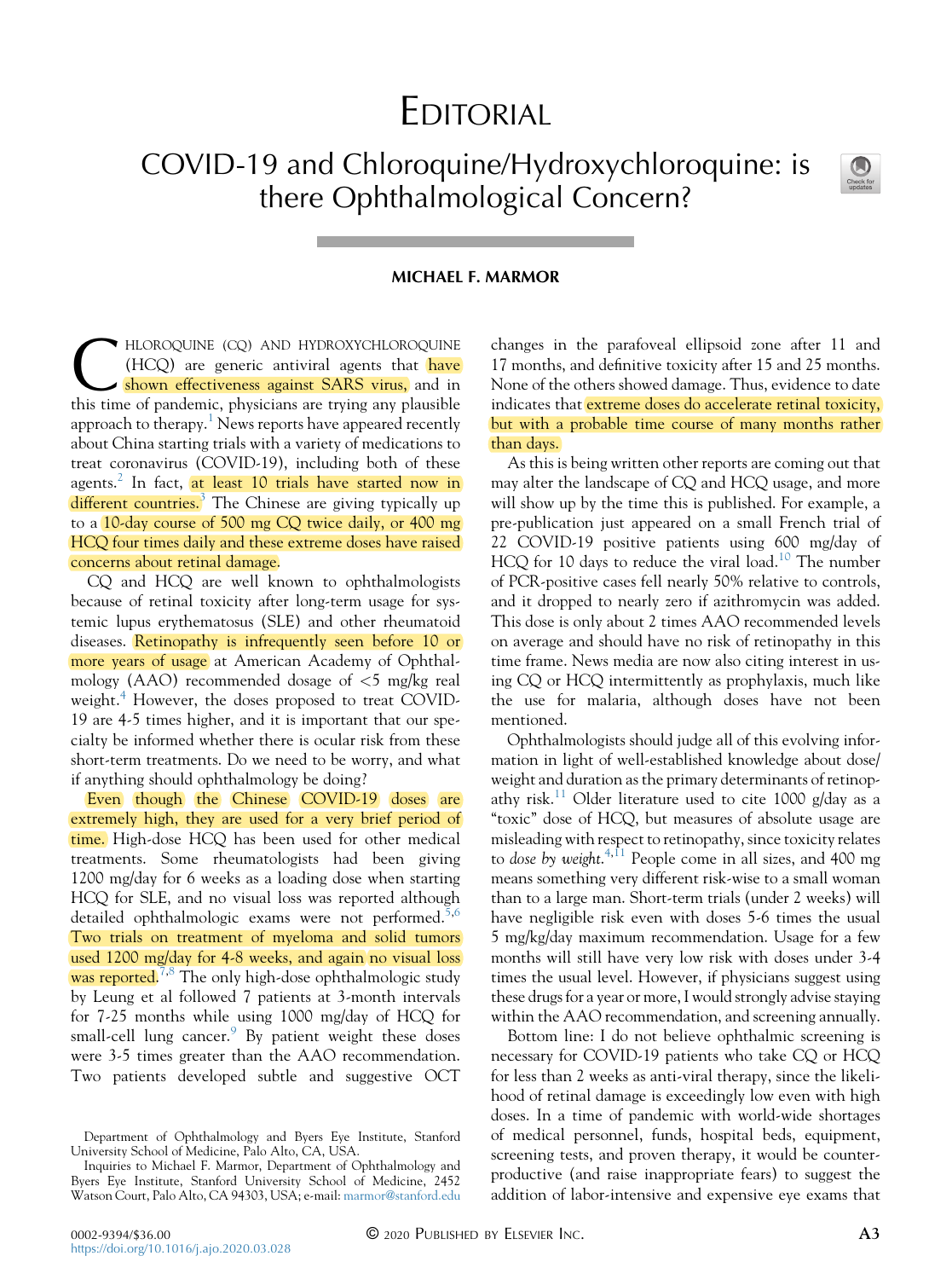# EDITORIAL

## COVID-19 and Chloroquine/Hydroxychloroquine: is there Ophthalmological Concern?

**MICHAEL F. MARMOR**

CHLOROQUINE (CQ) AND HYDROXYCHLOROQUINE (HCQ) are generic antiviral agents that have shown effectiveness against SARS virus, and in this time of pandemic, physicians are trying any plausible approach to therapy.[1] News reports have appeared recently about China starting trials with a variety of medications to treat coronavirus (COVID-19), including both of these agents.[2] In fact, at least 10 trials have started now in different countries.[3] The Chinese are giving typically up to a 10-day course of 500 mg CQ twice daily, or 400 mg HCQ four times daily and these extreme doses have raised concerns about retinal damage.

CQ and HCQ are well known to ophthalmologists because of retinal toxicity after long-term usage for systemic lupus erythematosus (SLE) and other rheumatoid diseases. Retinopathy is infrequently seen before 10 or more years of usage at American Academy of Ophthalmology (AAO) recommended dosage of <5 mg/kg real weight.[4] However, the doses proposed to treat COVID-19 are 4-5 times higher, and it is important that our specialty be informed whether there is ocular risk from these short-term treatments. Do we need to be worry, and what if anything should ophthalmology be doing?

Even though the Chinese COVID-19 doses are extremely high, they are used for a very brief period of time. High-dose HCQ has been used for other medical treatments. Some rheumatologists had been giving 1200 mg/day for 6 weeks as a loading dose when starting HCQ for SLE, and no visual loss was reported although detailed ophthalmologic exams were not performed.[5,6] Two trials on treatment of myeloma and solid tumors used 1200 mg/day for 4-8 weeks, and again no visual loss was reported.[7,8] The only high-dose ophthalmologic study by Leung et al followed 7 patients at 3-month intervals for 7-25 months while using 1000 mg/day of HCQ for small-cell lung cancer.[9] By patient weight these doses were 3-5 times greater than the AAO recommendation. Two patients developed subtle and suggestive OCT changes in the parafoveal ellipsoid zone after 11 and 17 months, and definitive toxicity after 15 and 25 months. None of the others showed damage. Thus, evidence to date indicates that extreme doses do accelerate retinal toxicity, but with a probable time course of many months rather than days.

As this is being written other reports are coming out that may alter the landscape of CQ and HCQ usage, and more will show up by the time this is published. For example, a pre-publication just appeared on a small French trial of 22 COVID-19 positive patients using 600 mg/day of HCQ for 10 days to reduce the viral load.[10] The number of PCR-positive cases fell nearly 50% relative to controls, and it dropped to nearly zero if azithromycin was added. This dose is only about 2 times AAO recommended levels on average and should have no risk of retinopathy in this time frame. News media are now also citing interest in using CQ or HCQ intermittently as prophylaxis, much like the use for malaria, although doses have not been mentioned.

Ophthalmologists should judge all of this evolving information in light of well-established knowledge about dose/weight and duration as the primary determinants of retinopathy risk.[11] Older literature used to cite 1000 g/day as a "toxic" dose of HCQ, but measures of absolute usage are misleading with respect to retinopathy, since toxicity relates to *dose by weight*.[4,11] People come in all sizes, and 400 mg means something very different risk-wise to a small woman than to a large man. Short-term trials (under 2 weeks) will have negligible risk even with doses 5-6 times the usual 5 mg/kg/day maximum recommendation. Usage for a few months will still have very low risk with doses under 3-4 times the usual level. However, if physicians suggest using these drugs for a year or more, I would strongly advise staying within the AAO recommendation, and screening annually.

Bottom line: I do not believe ophthalmic screening is necessary for COVID-19 patients who take CQ or HCQ for less than 2 weeks as anti-viral therapy, since the likelihood of retinal damage is exceedingly low even with high doses. In a time of pandemic with world-wide shortages of medical personnel, funds, hospital beds, equipment, screening tests, and proven therapy, it would be counterproductive (and raise inappropriate fears) to suggest the addition of labor-intensive and expensive eye exams that

Department of Ophthalmology and Byers Eye Institute, Stanford University School of Medicine, Palo Alto, CA, USA.

Inquiries to Michael F. Marmor, Department of Ophthalmology and Byers Eye Institute, Stanford University School of Medicine, 2452 Watson Court, Palo Alto, CA 94303, USA; e-mail: marmor@stanford.edu

0002-9394/$36.00
https://doi.org/10.1016/j.ajo.2020.03.028

© 2020 PUBLISHED BY ELSEVIER INC.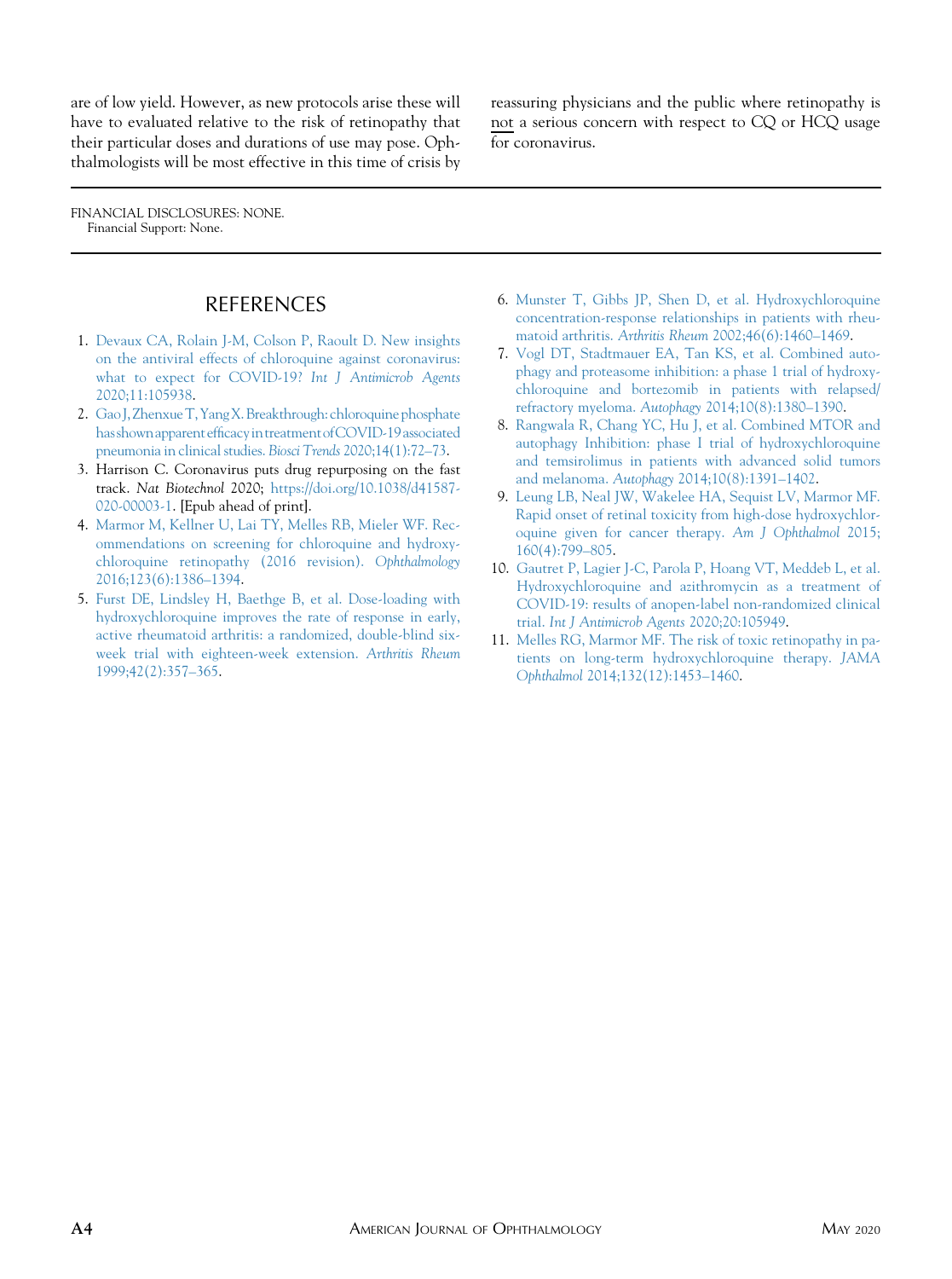are of low yield. However, as new protocols arise these will have to evaluated relative to the risk of retinopathy that their particular doses and durations of use may pose. Ophthalmologists will be most effective in this time of crisis by reassuring physicians and the public where retinopathy is not a serious concern with respect to CQ or HCQ usage for coronavirus.

FINANCIAL DISCLOSURES: NONE.
Financial Support: None.

## REFERENCES

1. Devaux CA, Rolain J-M, Colson P, Raoult D. New insights on the antiviral effects of chloroquine against coronavirus: what to expect for COVID-19? *Int J Antimicrob Agents* 2020;11:105938.
2. Gao J, Zhenxue T, Yang X. Breakthrough: chloroquine phosphate has shown apparent efficacy in treatment of COVID-19 associated pneumonia in clinical studies. *Biosci Trends* 2020;14(1):72–73.
3. Harrison C. Coronavirus puts drug repurposing on the fast track. *Nat Biotechnol* 2020; https://doi.org/10.1038/d41587-020-00003-1. [Epub ahead of print].
4. Marmor M, Kellner U, Lai TY, Melles RB, Mieler WF. Recommendations on screening for chloroquine and hydroxychloroquine retinopathy (2016 revision). *Ophthalmology* 2016;123(6):1386–1394.
5. Furst DE, Lindsley H, Baethge B, et al. Dose-loading with hydroxychloroquine improves the rate of response in early, active rheumatoid arthritis: a randomized, double-blind six-week trial with eighteen-week extension. *Arthritis Rheum* 1999;42(2):357–365.
6. Munster T, Gibbs JP, Shen D, et al. Hydroxychloroquine concentration-response relationships in patients with rheumatoid arthritis. *Arthritis Rheum* 2002;46(6):1460–1469.
7. Vogl DT, Stadtmauer EA, Tan KS, et al. Combined autophagy and proteasome inhibition: a phase 1 trial of hydroxychloroquine and bortezomib in patients with relapsed/refractory myeloma. *Autophagy* 2014;10(8):1380–1390.
8. Rangwala R, Chang YC, Hu J, et al. Combined MTOR and autophagy Inhibition: phase I trial of hydroxychloroquine and temsirolimus in patients with advanced solid tumors and melanoma. *Autophagy* 2014;10(8):1391–1402.
9. Leung LB, Neal JW, Wakelee HA, Sequist LV, Marmor MF. Rapid onset of retinal toxicity from high-dose hydroxychloroquine given for cancer therapy. *Am J Ophthalmol* 2015; 160(4):799–805.
10. Gautret P, Lagier J-C, Parola P, Hoang VT, Meddeb L, et al. Hydroxychloroquine and azithromycin as a treatment of COVID-19: results of anopen-label non-randomized clinical trial. *Int J Antimicrob Agents* 2020;20:105949.
11. Melles RG, Marmor MF. The risk of toxic retinopathy in patients on long-term hydroxychloroquine therapy. *JAMA Ophthalmol* 2014;132(12):1453–1460.